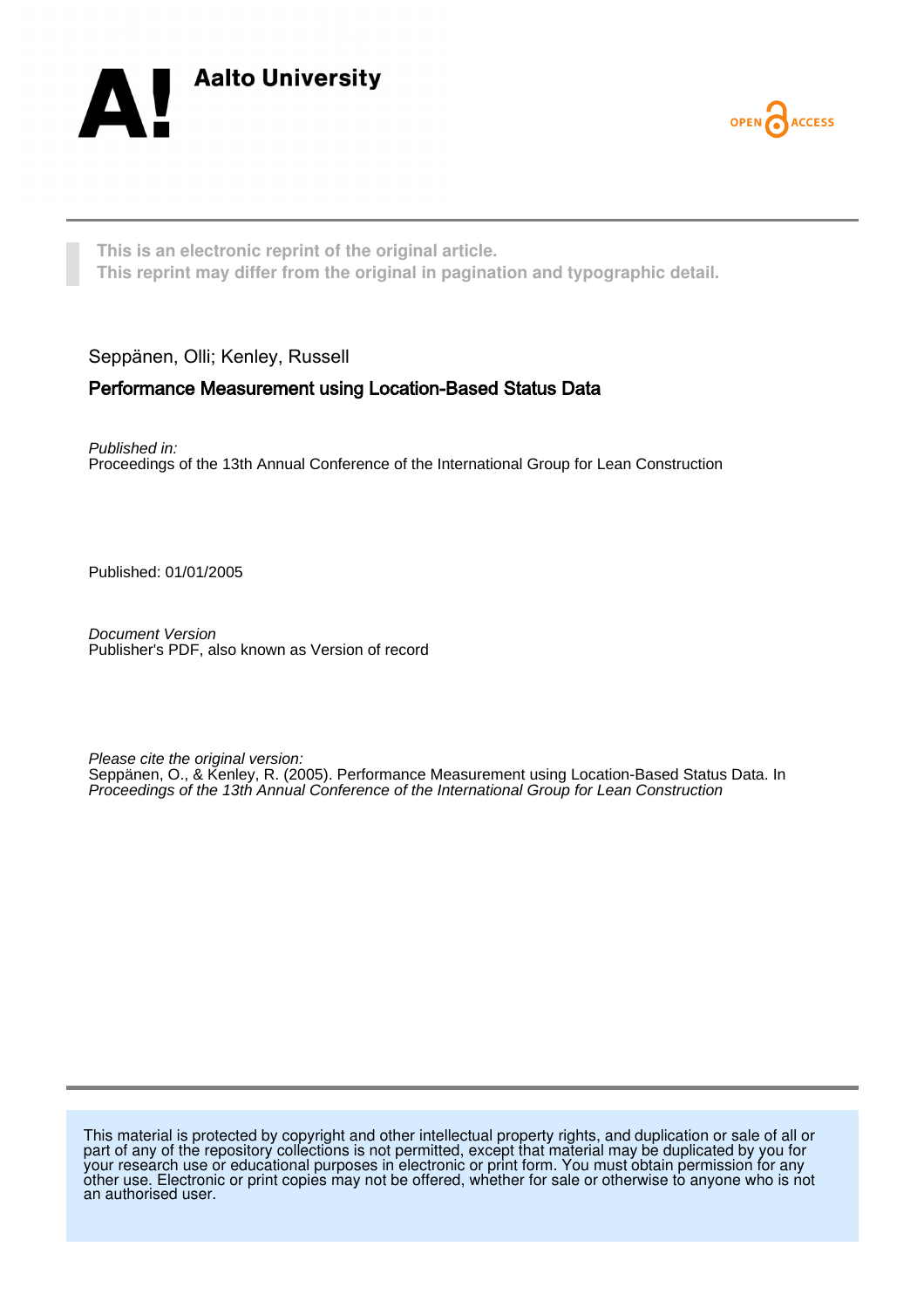Aalto University

OPEN ACCESS

**This is an electronic reprint of the original article.**
**This reprint may differ from the original in pagination and typographic detail.**

Seppänen, Olli; Kenley, Russell

## Performance Measurement using Location-Based Status Data

*Published in:*
Proceedings of the 13th Annual Conference of the International Group for Lean Construction

Published: 01/01/2005

*Document Version*
Publisher's PDF, also known as Version of record

*Please cite the original version:*
Seppänen, O., & Kenley, R. (2005). Performance Measurement using Location-Based Status Data. In *Proceedings of the 13th Annual Conference of the International Group for Lean Construction*

This material is protected by copyright and other intellectual property rights, and duplication or sale of all or part of any of the repository collections is not permitted, except that material may be duplicated by you for your research use or educational purposes in electronic or print form. You must obtain permission for any other use. Electronic or print copies may not be offered, whether for sale or otherwise to anyone who is not an authorised user.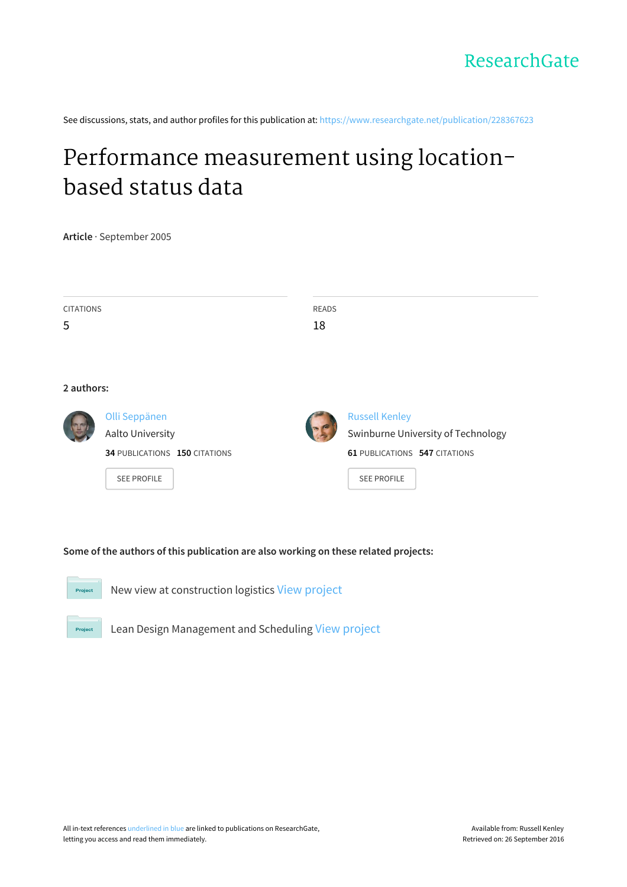ResearchGate

See discussions, stats, and author profiles for this publication at: https://www.researchgate.net/publication/228367623

# Performance measurement using location-based status data

**Article** · September 2005

CITATIONS
5

READS
18

**2 authors:**

Olli Seppänen
Aalto University
**34** PUBLICATIONS **150** CITATIONS

SEE PROFILE

Russell Kenley
Swinburne University of Technology
**61** PUBLICATIONS **547** CITATIONS

SEE PROFILE

**Some of the authors of this publication are also working on these related projects:**

Project: New view at construction logistics View project

Project: Lean Design Management and Scheduling View project

All in-text references underlined in blue are linked to publications on ResearchGate, letting you access and read them immediately.

Available from: Russell Kenley
Retrieved on: 26 September 2016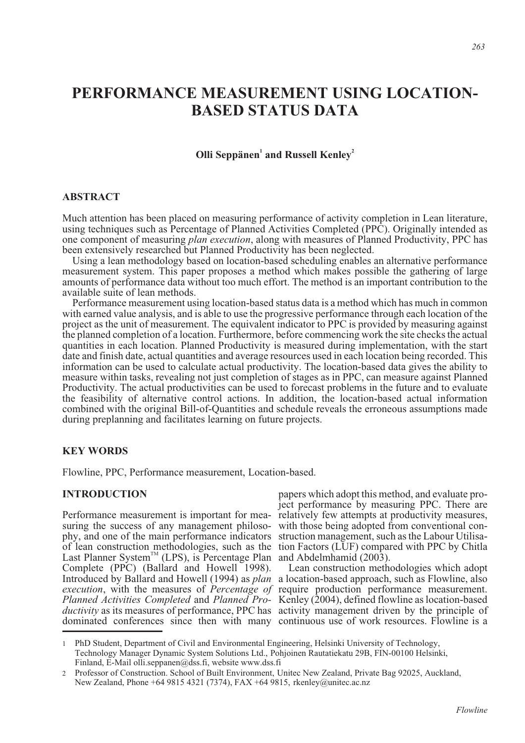# PERFORMANCE MEASUREMENT USING LOCATION-BASED STATUS DATA

**Olli Seppänen[1] and Russell Kenley[2]**

## ABSTRACT

Much attention has been placed on measuring performance of activity completion in Lean literature, using techniques such as Percentage of Planned Activities Completed (PPC). Originally intended as one component of measuring *plan execution*, along with measures of Planned Productivity, PPC has been extensively researched but Planned Productivity has been neglected.

Using a lean methodology based on location-based scheduling enables an alternative performance measurement system. This paper proposes a method which makes possible the gathering of large amounts of performance data without too much effort. The method is an important contribution to the available suite of lean methods.

Performance measurement using location-based status data is a method which has much in common with earned value analysis, and is able to use the progressive performance through each location of the project as the unit of measurement. The equivalent indicator to PPC is provided by measuring against the planned completion of a location. Furthermore, before commencing work the site checks the actual quantities in each location. Planned Productivity is measured during implementation, with the start date and finish date, actual quantities and average resources used in each location being recorded. This information can be used to calculate actual productivity. The location-based data gives the ability to measure within tasks, revealing not just completion of stages as in PPC, can measure against Planned Productivity. The actual productivities can be used to forecast problems in the future and to evaluate the feasibility of alternative control actions. In addition, the location-based actual information combined with the original Bill-of-Quantities and schedule reveals the erroneous assumptions made during preplanning and facilitates learning on future projects.

## KEY WORDS

Flowline, PPC, Performance measurement, Location-based.

## INTRODUCTION

Performance measurement is important for measuring the success of any management philosophy, and one of the main performance indicators of lean construction methodologies, such as the Last Planner System™ (LPS), is Percentage Plan Complete (PPC) (Ballard and Howell 1998). Introduced by Ballard and Howell (1994) as *plan execution*, with the measures of *Percentage of Planned Activities Completed* and *Planned Productivity* as its measures of performance, PPC has dominated conferences since then with many papers which adopt this method, and evaluate project performance by measuring PPC. There are relatively few attempts at productivity measures, with those being adopted from conventional construction management, such as the Labour Utilisation Factors (LUF) compared with PPC by Chitla and Abdelmhamid (2003).

Lean construction methodologies which adopt a location-based approach, such as Flowline, also require production performance measurement. Kenley (2004), defined flowline as location-based activity management driven by the principle of continuous use of work resources. Flowline is a

---

1 PhD Student, Department of Civil and Environmental Engineering, Helsinki University of Technology, Technology Manager Dynamic System Solutions Ltd., Pohjoinen Rautatiekatu 29B, FIN-00100 Helsinki, Finland, E-Mail olli.seppanen@dss.fi, website www.dss.fi

2 Professor of Construction. School of Built Environment, Unitec New Zealand, Private Bag 92025, Auckland, New Zealand, Phone +64 9815 4321 (7374), FAX +64 9815, rkenley@unitec.ac.nz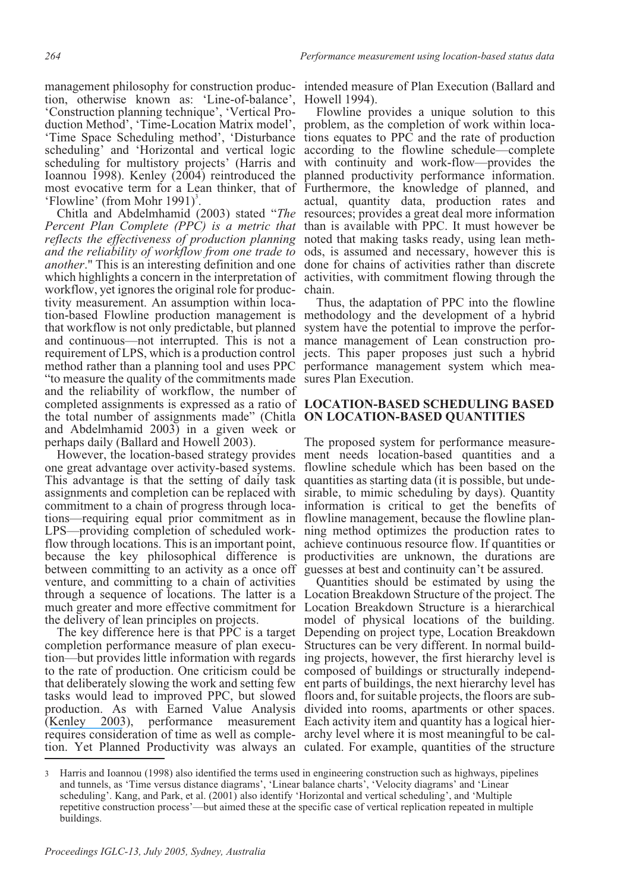management philosophy for construction production, otherwise known as: 'Line-of-balance', 'Construction planning technique', 'Vertical Production Method', 'Time-Location Matrix model', 'Time Space Scheduling method', 'Disturbance scheduling' and 'Horizontal and vertical logic scheduling for multistory projects' (Harris and Ioannou 1998). Kenley (2004) reintroduced the most evocative term for a Lean thinker, that of 'Flowline' (from Mohr 1991)[3].

Chitla and Abdelmhamid (2003) stated "*The Percent Plan Complete (PPC) is a metric that reflects the effectiveness of production planning and the reliability of workflow from one trade to another*." This is an interesting definition and one which highlights a concern in the interpretation of workflow, yet ignores the original role for productivity measurement. An assumption within location-based Flowline production management is that workflow is not only predictable, but planned and continuous—not interrupted. This is not a requirement of LPS, which is a production control method rather than a planning tool and uses PPC "to measure the quality of the commitments made and the reliability of workflow, the number of completed assignments is expressed as a ratio of the total number of assignments made" (Chitla and Abdelmhamid 2003) in a given week or perhaps daily (Ballard and Howell 2003).

However, the location-based strategy provides one great advantage over activity-based systems. This advantage is that the setting of daily task assignments and completion can be replaced with commitment to a chain of progress through locations—requiring equal prior commitment as in LPS—providing completion of scheduled workflow through locations. This is an important point, because the key philosophical difference is between committing to an activity as a once off venture, and committing to a chain of activities through a sequence of locations. The latter is a much greater and more effective commitment for the delivery of lean principles on projects.

The key difference here is that PPC is a target completion performance measure of plan execution—but provides little information with regards to the rate of production. One criticism could be that deliberately slowing the work and setting few tasks would lead to improved PPC, but slowed production. As with Earned Value Analysis (Kenley 2003), performance measurement requires consideration of time as well as completion. Yet Planned Productivity was always an intended measure of Plan Execution (Ballard and Howell 1994).

Flowline provides a unique solution to this problem, as the completion of work within locations equates to PPC and the rate of production according to the flowline schedule—complete with continuity and work-flow—provides the planned productivity performance information. Furthermore, the knowledge of planned, and actual, quantity data, production rates and resources; provides a great deal more information than is available with PPC. It must however be noted that making tasks ready, using lean methods, is assumed and necessary, however this is done for chains of activities rather than discrete activities, with commitment flowing through the chain.

Thus, the adaptation of PPC into the flowline methodology and the development of a hybrid system have the potential to improve the performance management of Lean construction projects. This paper proposes just such a hybrid performance management system which measures Plan Execution.

## LOCATION-BASED SCHEDULING BASED ON LOCATION-BASED QUANTITIES

The proposed system for performance measurement needs location-based quantities and a flowline schedule which has been based on the quantities as starting data (it is possible, but undesirable, to mimic scheduling by days). Quantity information is critical to get the benefits of flowline management, because the flowline planning method optimizes the production rates to achieve continuous resource flow. If quantities or productivities are unknown, the durations are guesses at best and continuity can't be assured.

Quantities should be estimated by using the Location Breakdown Structure of the project. The Location Breakdown Structure is a hierarchical model of physical locations of the building. Depending on project type, Location Breakdown Structures can be very different. In normal building projects, however, the first hierarchy level is composed of buildings or structurally independent parts of buildings, the next hierarchy level has floors and, for suitable projects, the floors are subdivided into rooms, apartments or other spaces. Each activity item and quantity has a logical hierarchy level where it is most meaningful to be calculated. For example, quantities of the structure

[3] Harris and Ioannou (1998) also identified the terms used in engineering construction such as highways, pipelines and tunnels, as 'Time versus distance diagrams', 'Linear balance charts', 'Velocity diagrams' and 'Linear scheduling'. Kang, and Park, et al. (2001) also identify 'Horizontal and vertical scheduling', and 'Multiple repetitive construction process'—but aimed these at the specific case of vertical replication repeated in multiple buildings.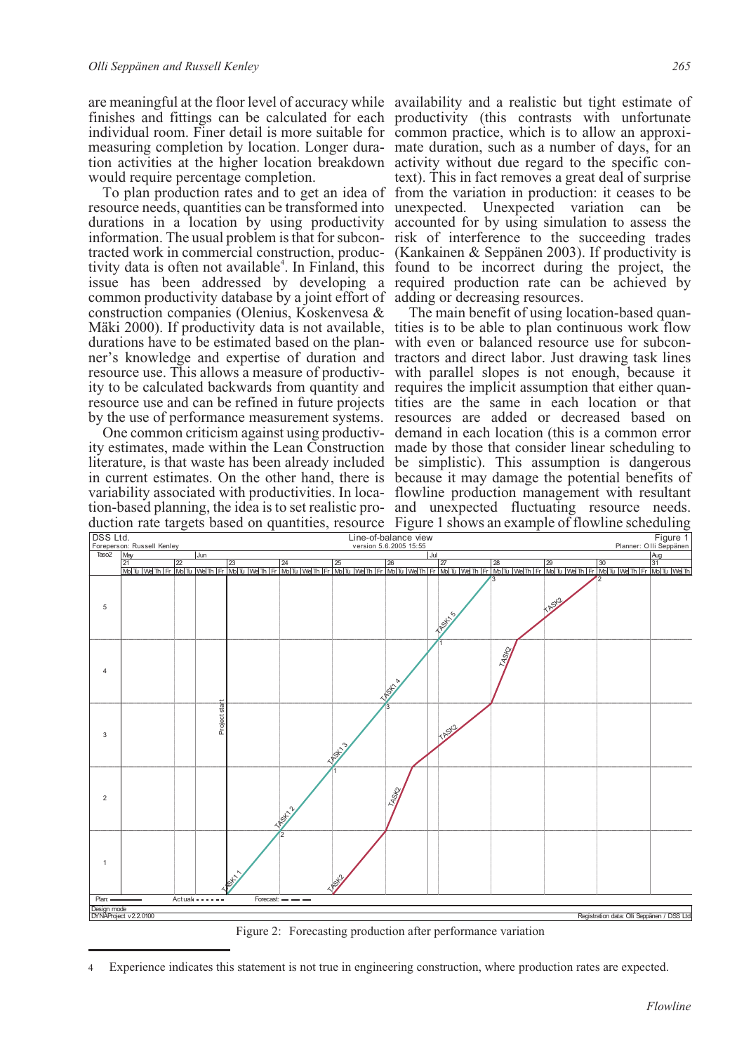are meaningful at the floor level of accuracy while finishes and fittings can be calculated for each individual room. Finer detail is more suitable for measuring completion by location. Longer duration activities at the higher location breakdown would require percentage completion.

To plan production rates and to get an idea of resource needs, quantities can be transformed into durations in a location by using productivity information. The usual problem is that for subcontracted work in commercial construction, productivity data is often not available[4]. In Finland, this issue has been addressed by developing a common productivity database by a joint effort of construction companies (Olenius, Koskenvesa & Mäki 2000). If productivity data is not available, durations have to be estimated based on the planner's knowledge and expertise of duration and resource use. This allows a measure of productivity to be calculated backwards from quantity and resource use and can be refined in future projects by the use of performance measurement systems.

One common criticism against using productivity estimates, made within the Lean Construction literature, is that waste has been already included in current estimates. On the other hand, there is variability associated with productivities. In location-based planning, the idea is to set realistic production rate targets based on quantities, resource availability and a realistic but tight estimate of productivity (this contrasts with unfortunate common practice, which is to allow an approximate duration, such as a number of days, for an activity without due regard to the specific context). This in fact removes a great deal of surprise from the variation in production: it ceases to be unexpected. Unexpected variation can be accounted for by using simulation to assess the risk of interference to the succeeding trades (Kankainen & Seppänen 2003). If productivity is found to be incorrect during the project, the required production rate can be achieved by adding or decreasing resources.

The main benefit of using location-based quantities is to be able to plan continuous work flow with even or balanced resource use for subcontractors and direct labor. Just drawing task lines with parallel slopes is not enough, because it requires the implicit assumption that either quantities are the same in each location or that resources are added or decreased based on demand in each location (this is a common error made by those that consider linear scheduling to be simplistic). This assumption is dangerous because it may damage the potential benefits of flowline production management with resultant and unexpected fluctuating resource needs. Figure 1 shows an example of flowline scheduling

Figure 2: Forecasting production after performance variation

---

4 Experience indicates this statement is not true in engineering construction, where production rates are expected.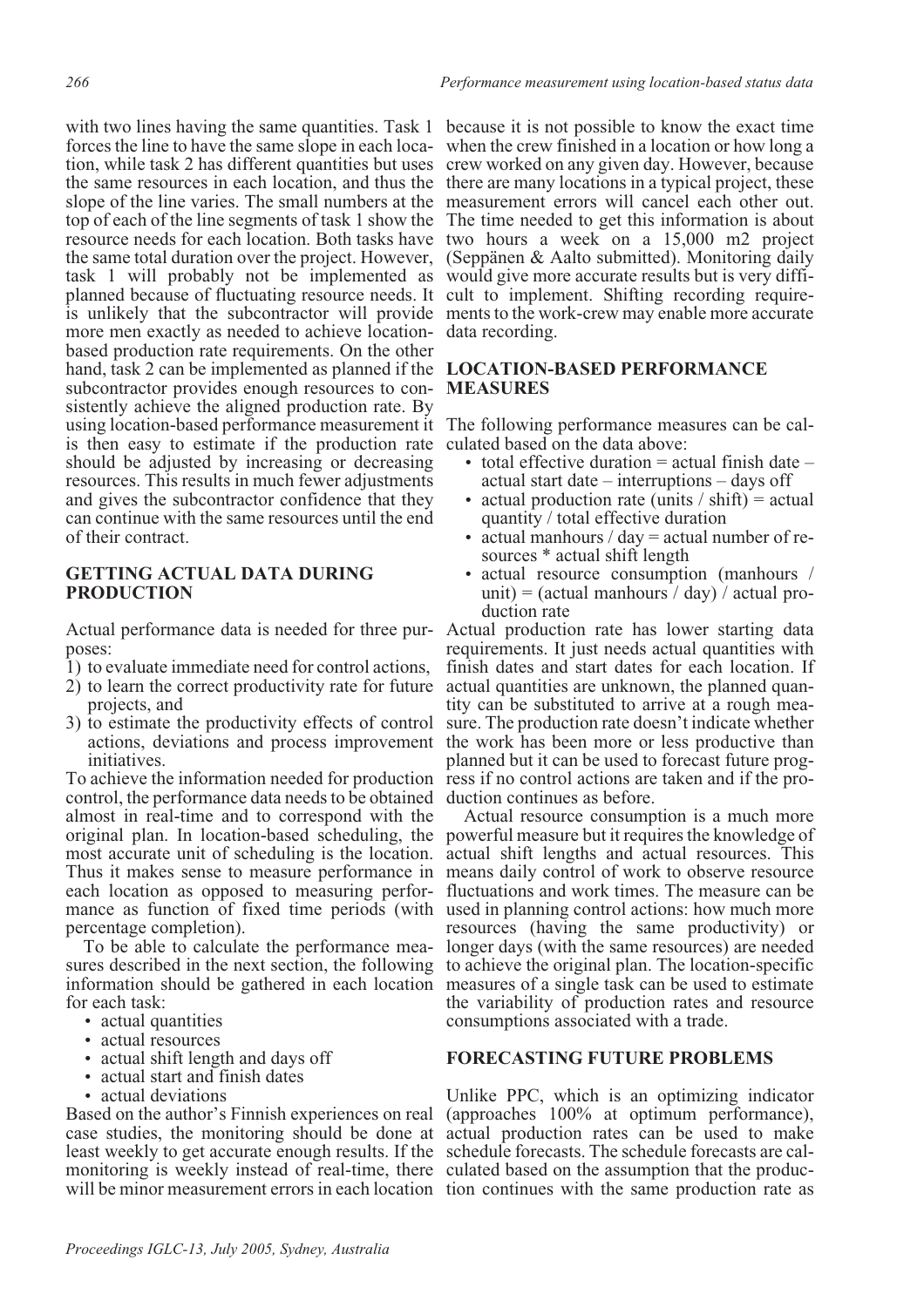with two lines having the same quantities. Task 1 forces the line to have the same slope in each location, while task 2 has different quantities but uses the same resources in each location, and thus the slope of the line varies. The small numbers at the top of each of the line segments of task 1 show the resource needs for each location. Both tasks have the same total duration over the project. However, task 1 will probably not be implemented as planned because of fluctuating resource needs. It is unlikely that the subcontractor will provide more men exactly as needed to achieve location-based production rate requirements. On the other hand, task 2 can be implemented as planned if the subcontractor provides enough resources to consistently achieve the aligned production rate. By using location-based performance measurement it is then easy to estimate if the production rate should be adjusted by increasing or decreasing resources. This results in much fewer adjustments and gives the subcontractor confidence that they can continue with the same resources until the end of their contract.

## GETTING ACTUAL DATA DURING PRODUCTION

Actual performance data is needed for three purposes:

1) to evaluate immediate need for control actions,
2) to learn the correct productivity rate for future projects, and
3) to estimate the productivity effects of control actions, deviations and process improvement initiatives.

To achieve the information needed for production control, the performance data needs to be obtained almost in real-time and to correspond with the original plan. In location-based scheduling, the most accurate unit of scheduling is the location. Thus it makes sense to measure performance in each location as opposed to measuring performance as function of fixed time periods (with percentage completion).

To be able to calculate the performance measures described in the next section, the following information should be gathered in each location for each task:

- actual quantities
- actual resources
- actual shift length and days off
- actual start and finish dates
- actual deviations

Based on the author's Finnish experiences on real case studies, the monitoring should be done at least weekly to get accurate enough results. If the monitoring is weekly instead of real-time, there will be minor measurement errors in each location because it is not possible to know the exact time when the crew finished in a location or how long a crew worked on any given day. However, because there are many locations in a typical project, these measurement errors will cancel each other out. The time needed to get this information is about two hours a week on a 15,000 m2 project (Seppänen & Aalto submitted). Monitoring daily would give more accurate results but is very difficult to implement. Shifting recording requirements to the work-crew may enable more accurate data recording.

## LOCATION-BASED PERFORMANCE MEASURES

The following performance measures can be calculated based on the data above:

- total effective duration = actual finish date – actual start date – interruptions – days off
- actual production rate (units / shift) = actual quantity / total effective duration
- actual manhours / day = actual number of resources * actual shift length
- actual resource consumption (manhours / unit) = (actual manhours / day) / actual production rate

Actual production rate has lower starting data requirements. It just needs actual quantities with finish dates and start dates for each location. If actual quantities are unknown, the planned quantity can be substituted to arrive at a rough measure. The production rate doesn't indicate whether the work has been more or less productive than planned but it can be used to forecast future progress if no control actions are taken and if the production continues as before.

Actual resource consumption is a much more powerful measure but it requires the knowledge of actual shift lengths and actual resources. This means daily control of work to observe resource fluctuations and work times. The measure can be used in planning control actions: how much more resources (having the same productivity) or longer days (with the same resources) are needed to achieve the original plan. The location-specific measures of a single task can be used to estimate the variability of production rates and resource consumptions associated with a trade.

## FORECASTING FUTURE PROBLEMS

Unlike PPC, which is an optimizing indicator (approaches 100% at optimum performance), actual production rates can be used to make schedule forecasts. The schedule forecasts are calculated based on the assumption that the production continues with the same production rate as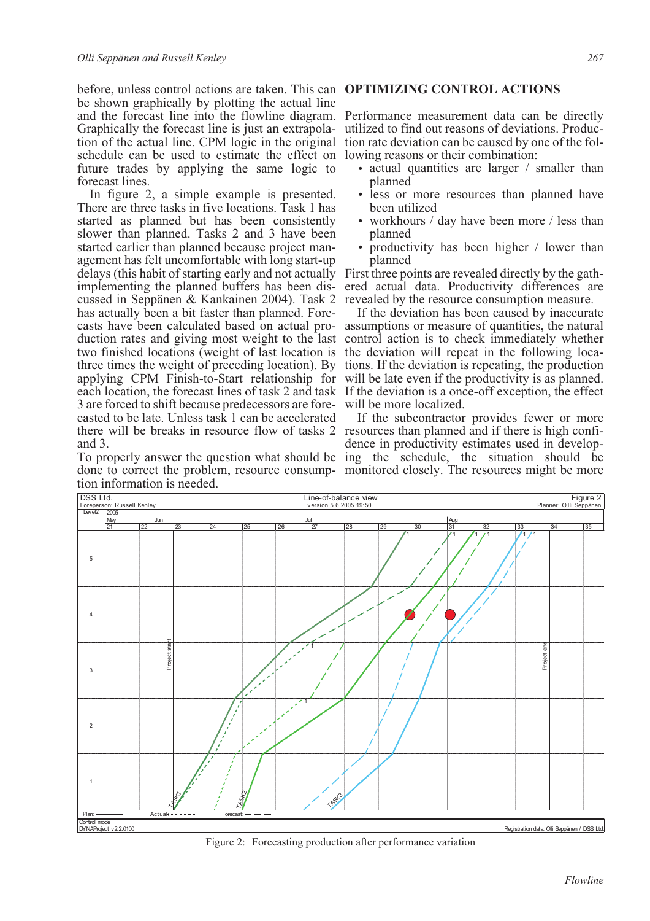before, unless control actions are taken. This can be shown graphically by plotting the actual line and the forecast line into the flowline diagram. Graphically the forecast line is just an extrapolation of the actual line. CPM logic in the original schedule can be used to estimate the effect on future trades by applying the same logic to forecast lines.

In figure 2, a simple example is presented. There are three tasks in five locations. Task 1 has started as planned but has been consistently slower than planned. Tasks 2 and 3 have been started earlier than planned because project management has felt uncomfortable with long start-up delays (this habit of starting early and not actually implementing the planned buffers has been discussed in Seppänen & Kankainen 2004). Task 2 has actually been a bit faster than planned. Forecasts have been calculated based on actual production rates and giving most weight to the last two finished locations (weight of last location is three times the weight of preceding location). By applying CPM Finish-to-Start relationship for each location, the forecast lines of task 2 and task 3 are forced to shift because predecessors are forecasted to be late. Unless task 1 can be accelerated there will be breaks in resource flow of tasks 2 and 3.

To properly answer the question what should be done to correct the problem, resource consumption information is needed.

## OPTIMIZING CONTROL ACTIONS

Performance measurement data can be directly utilized to find out reasons of deviations. Production rate deviation can be caused by one of the following reasons or their combination:

- actual quantities are larger / smaller than planned
- less or more resources than planned have been utilized
- workhours / day have been more / less than planned
- productivity has been higher / lower than planned

First three points are revealed directly by the gathered actual data. Productivity differences are revealed by the resource consumption measure.

If the deviation has been caused by inaccurate assumptions or measure of quantities, the natural control action is to check immediately whether the deviation will repeat in the following locations. If the deviation is repeating, the production will be late even if the productivity is as planned. If the deviation is a once-off exception, the effect will be more localized.

If the subcontractor provides fewer or more resources than planned and if there is high confidence in productivity estimates used in developing the schedule, the situation should be monitored closely. The resources might be more

Figure 2: Forecasting production after performance variation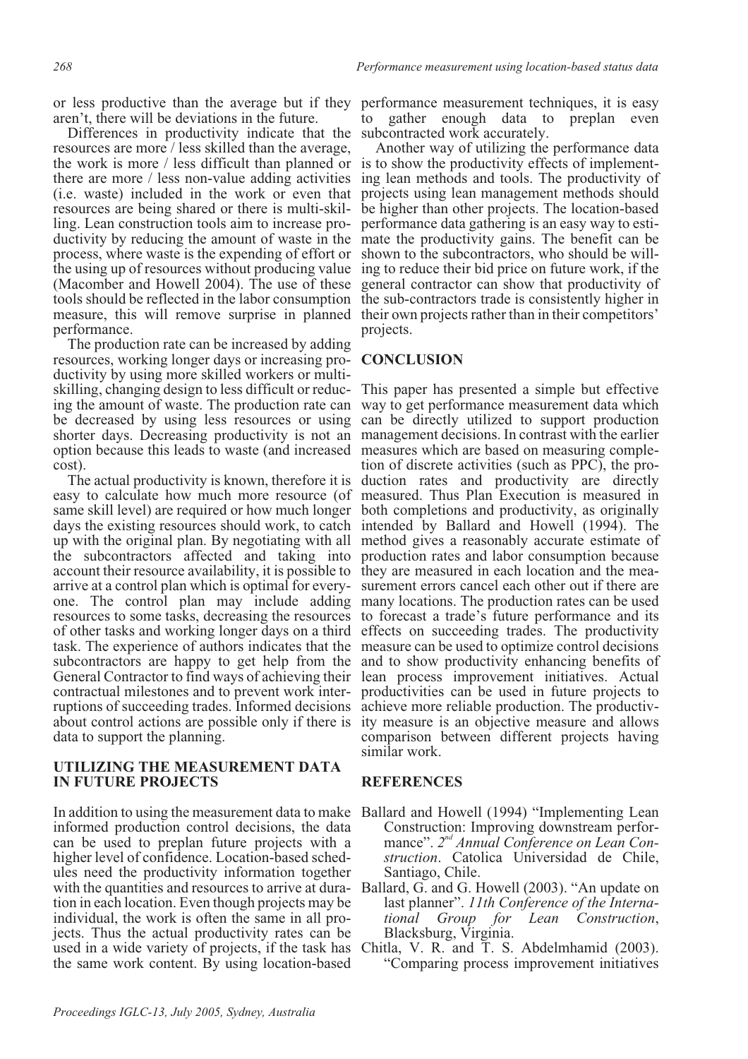or less productive than the average but if they aren't, there will be deviations in the future.

Differences in productivity indicate that the resources are more / less skilled than the average, the work is more / less difficult than planned or there are more / less non-value adding activities (i.e. waste) included in the work or even that resources are being shared or there is multi-skilling. Lean construction tools aim to increase productivity by reducing the amount of waste in the process, where waste is the expending of effort or the using up of resources without producing value (Macomber and Howell 2004). The use of these tools should be reflected in the labor consumption measure, this will remove surprise in planned performance.

The production rate can be increased by adding resources, working longer days or increasing productivity by using more skilled workers or multi-skilling, changing design to less difficult or reducing the amount of waste. The production rate can be decreased by using less resources or using shorter days. Decreasing productivity is not an option because this leads to waste (and increased cost).

The actual productivity is known, therefore it is easy to calculate how much more resource (of same skill level) are required or how much longer days the existing resources should work, to catch up with the original plan. By negotiating with all the subcontractors affected and taking into account their resource availability, it is possible to arrive at a control plan which is optimal for everyone. The control plan may include adding resources to some tasks, decreasing the resources of other tasks and working longer days on a third task. The experience of authors indicates that the subcontractors are happy to get help from the General Contractor to find ways of achieving their contractual milestones and to prevent work interruptions of succeeding trades. Informed decisions about control actions are possible only if there is data to support the planning.

## UTILIZING THE MEASUREMENT DATA IN FUTURE PROJECTS

In addition to using the measurement data to make informed production control decisions, the data can be used to preplan future projects with a higher level of confidence. Location-based schedules need the productivity information together with the quantities and resources to arrive at duration in each location. Even though projects may be individual, the work is often the same in all projects. Thus the actual productivity rates can be used in a wide variety of projects, if the task has the same work content. By using location-based performance measurement techniques, it is easy to gather enough data to preplan even subcontracted work accurately.

Another way of utilizing the performance data is to show the productivity effects of implementing lean methods and tools. The productivity of projects using lean management methods should be higher than other projects. The location-based performance data gathering is an easy way to estimate the productivity gains. The benefit can be shown to the subcontractors, who should be willing to reduce their bid price on future work, if the general contractor can show that productivity of the sub-contractors trade is consistently higher in their own projects rather than in their competitors' projects.

## CONCLUSION

This paper has presented a simple but effective way to get performance measurement data which can be directly utilized to support production management decisions. In contrast with the earlier measures which are based on measuring completion of discrete activities (such as PPC), the production rates and productivity are directly measured. Thus Plan Execution is measured in both completions and productivity, as originally intended by Ballard and Howell (1994). The method gives a reasonably accurate estimate of production rates and labor consumption because they are measured in each location and the measurement errors cancel each other out if there are many locations. The production rates can be used to forecast a trade's future performance and its effects on succeeding trades. The productivity measure can be used to optimize control decisions and to show productivity enhancing benefits of lean process improvement initiatives. Actual productivities can be used in future projects to achieve more reliable production. The productivity measure is an objective measure and allows comparison between different projects having similar work.

## REFERENCES

Ballard and Howell (1994) "Implementing Lean Construction: Improving downstream performance". *2nd Annual Conference on Lean Construction*. Catolica Universidad de Chile, Santiago, Chile.

Ballard, G. and G. Howell (2003). "An update on last planner". *11th Conference of the International Group for Lean Construction*, Blacksburg, Virginia.

Chitla, V. R. and T. S. Abdelmhamid (2003). "Comparing process improvement initiatives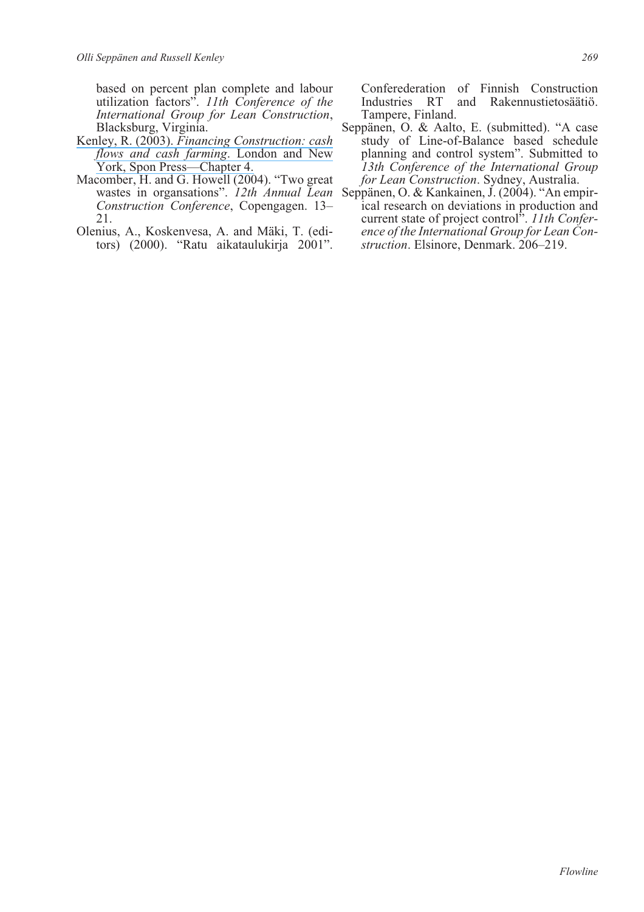based on percent plan complete and labour utilization factors". *11th Conference of the International Group for Lean Construction*, Blacksburg, Virginia.

Kenley, R. (2003). *Financing Construction: cash flows and cash farming*. London and New York, Spon Press—Chapter 4.

Macomber, H. and G. Howell (2004). "Two great wastes in organsations". *12th Annual Lean Construction Conference*, Copengagen. 13–21.

Olenius, A., Koskenvesa, A. and Mäki, T. (editors) (2000). "Ratu aikataulukirja 2001". Conferederation of Finnish Construction Industries RT and Rakennustietosäätiö. Tampere, Finland.

Seppänen, O. & Aalto, E. (submitted). "A case study of Line-of-Balance based schedule planning and control system". Submitted to *13th Conference of the International Group for Lean Construction*. Sydney, Australia.

Seppänen, O. & Kankainen, J. (2004). "An empirical research on deviations in production and current state of project control". *11th Conference of the International Group for Lean Construction*. Elsinore, Denmark. 206–219.